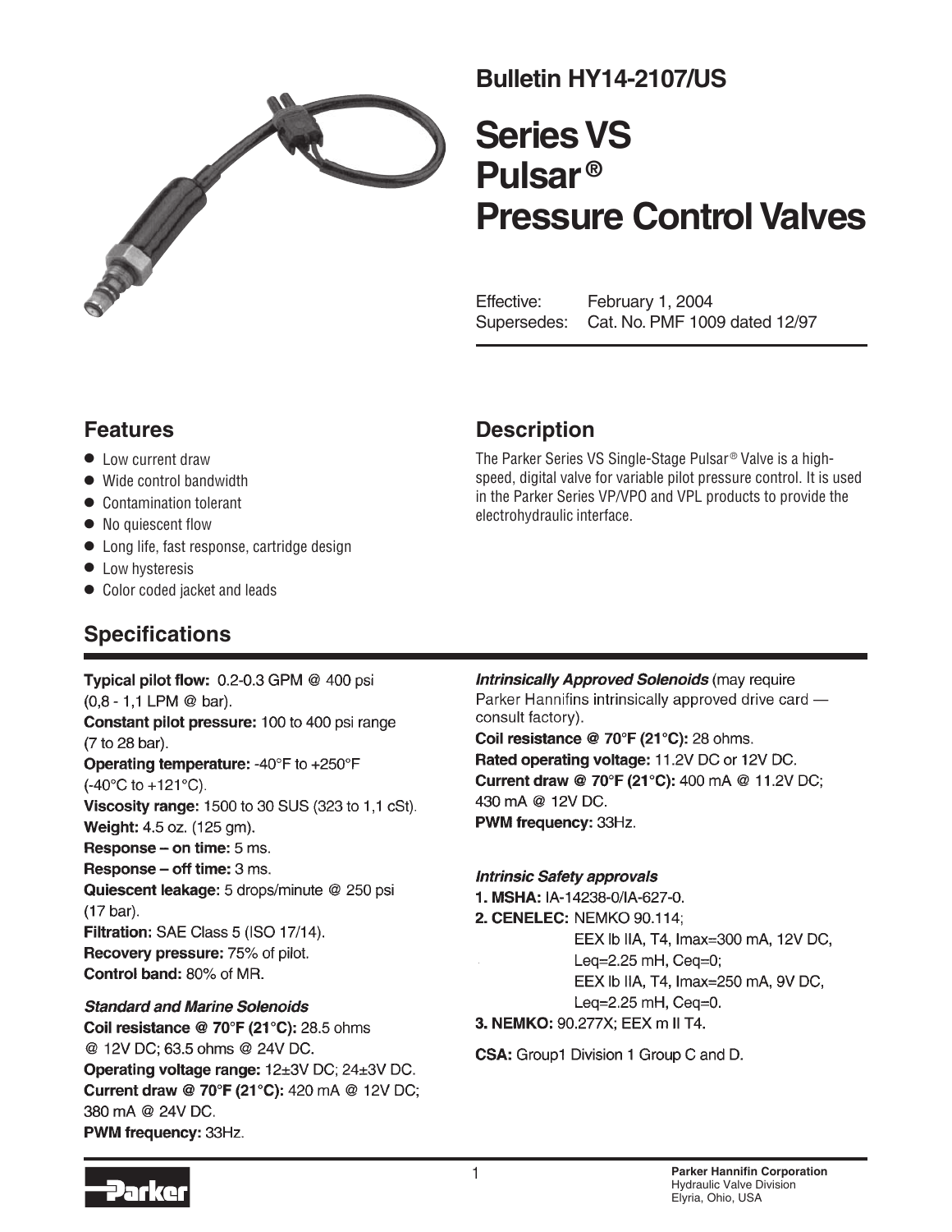**Bulletin HY14-2107/US**

# Series VS Pulsar® Pressure Control Valves

Effective: February 1, 2004
Supersedes: Cat. No. PMF 1009 dated 12/97

## Features

- Low current draw
- Wide control bandwidth
- Contamination tolerant
- No quiescent flow
- Long life, fast response, cartridge design
- Low hysteresis
- Color coded jacket and leads

## Description

The Parker Series VS Single-Stage Pulsar® Valve is a high-speed, digital valve for variable pilot pressure control. It is used in the Parker Series VP/VPO and VPL products to provide the electrohydraulic interface.

## Specifications

**Typical pilot flow:** 0.2-0.3 GPM @ 400 psi (0,8 - 1,1 LPM @ bar).
**Constant pilot pressure:** 100 to 400 psi range (7 to 28 bar).
**Operating temperature:** -40°F to +250°F (-40°C to +121°C).
**Viscosity range:** 1500 to 30 SUS (323 to 1,1 cSt).
**Weight:** 4.5 oz. (125 gm).
**Response – on time:** 5 ms.
**Response – off time:** 3 ms.
**Quiescent leakage:** 5 drops/minute @ 250 psi (17 bar).
**Filtration:** SAE Class 5 (ISO 17/14).
**Recovery pressure:** 75% of pilot.
**Control band:** 80% of MR.

***Standard and Marine Solenoids***
**Coil resistance @ 70°F (21°C):** 28.5 ohms @ 12V DC; 63.5 ohms @ 24V DC.
**Operating voltage range:** 12±3V DC; 24±3V DC.
**Current draw @ 70°F (21°C):** 420 mA @ 12V DC; 380 mA @ 24V DC.
**PWM frequency:** 33Hz.

***Intrinsically Approved Solenoids*** (may require Parker Hannifins intrinsically approved drive card — consult factory).
**Coil resistance @ 70°F (21°C):** 28 ohms.
**Rated operating voltage:** 11.2V DC or 12V DC.
**Current draw @ 70°F (21°C):** 400 mA @ 11.2V DC; 430 mA @ 12V DC.
**PWM frequency:** 33Hz.

***Intrinsic Safety approvals***
**1. MSHA:** IA-14238-0/IA-627-0.
**2. CENELEC:** NEMKO 90.114;
EEX lb IIA, T4, Imax=300 mA, 12V DC, Leq=2.25 mH, Ceq=0;
EEX lb IIA, T4, Imax=250 mA, 9V DC, Leq=2.25 mH, Ceq=0.
**3. NEMKO:** 90.277X; EEX m II T4.

**CSA:** Group1 Division 1 Group C and D.

**Parker Hannifin Corporation**
Hydraulic Valve Division
Elyria, Ohio, USA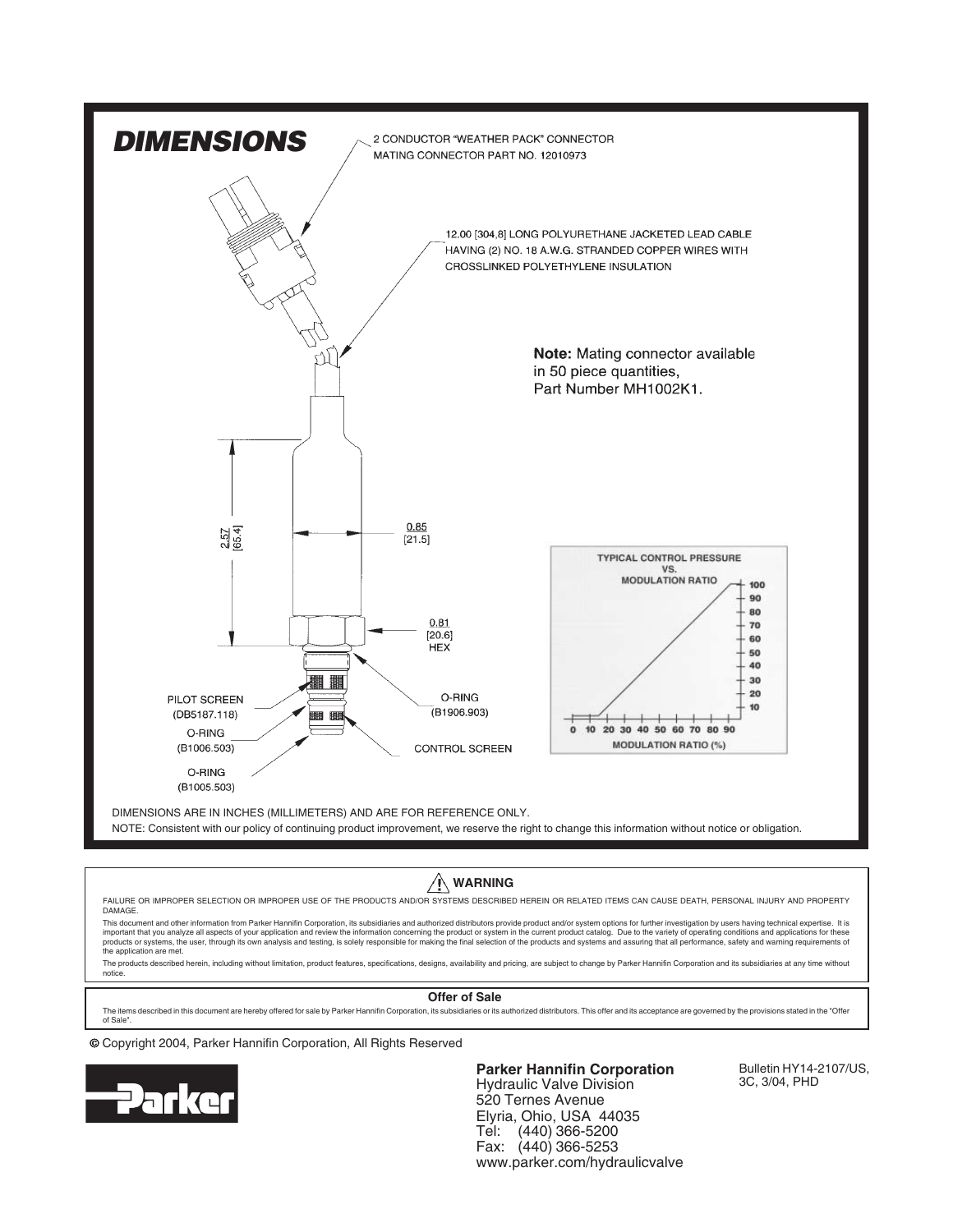## DIMENSIONS

2 CONDUCTOR "WEATHER PACK" CONNECTOR
MATING CONNECTOR PART NO. 12010973

12.00 [304,8] LONG POLYURETHANE JACKETED LEAD CABLE HAVING (2) NO. 18 A.W.G. STRANDED COPPER WIRES WITH CROSSLINKED POLYETHYLENE INSULATION

**Note:** Mating connector available in 50 piece quantities, Part Number MH1002K1.

2.57
[65.4]

0.85
[21.5]

0.81
[20.6]
HEX

PILOT SCREEN
(DB5187.118)

O-RING
(B1006.503)

O-RING
(B1005.503)

O-RING
(B1906.903)

CONTROL SCREEN

TYPICAL CONTROL PRESSURE
VS.
MODULATION RATIO

100
90
80
70
60
50
40
30
20
10

0 10 20 30 40 50 60 70 80 90

MODULATION RATIO (%)

DIMENSIONS ARE IN INCHES (MILLIMETERS) AND ARE FOR REFERENCE ONLY.

NOTE: Consistent with our policy of continuing product improvement, we reserve the right to change this information without notice or obligation.

**⚠ WARNING**

FAILURE OR IMPROPER SELECTION OR IMPROPER USE OF THE PRODUCTS AND/OR SYSTEMS DESCRIBED HEREIN OR RELATED ITEMS CAN CAUSE DEATH, PERSONAL INJURY AND PROPERTY DAMAGE.

This document and other information from Parker Hannifin Corporation, its subsidiaries and authorized distributors provide product and/or system options for further investigation by users having technical expertise. It is important that you analyze all aspects of your application and review the information concerning the product or system in the current product catalog. Due to the variety of operating conditions and applications for these products or systems, the user, through its own analysis and testing, is solely responsible for making the final selection of the products and systems and assuring that all performance, safety and warning requirements of the application are met.

The products described herein, including without limitation, product features, specifications, designs, availability and pricing, are subject to change by Parker Hannifin Corporation and its subsidiaries at any time without notice.

**Offer of Sale**

The items described in this document are hereby offered for sale by Parker Hannifin Corporation, its subsidiaries or its authorized distributors. This offer and its acceptance are governed by the provisions stated in the "Offer of Sale".

© Copyright 2004, Parker Hannifin Corporation, All Rights Reserved

Parker

**Parker Hannifin Corporation**
Hydraulic Valve Division
520 Ternes Avenue
Elyria, Ohio, USA 44035
Tel: (440) 366-5200
Fax: (440) 366-5253
www.parker.com/hydraulicvalve

Bulletin HY14-2107/US,
3C, 3/04, PHD